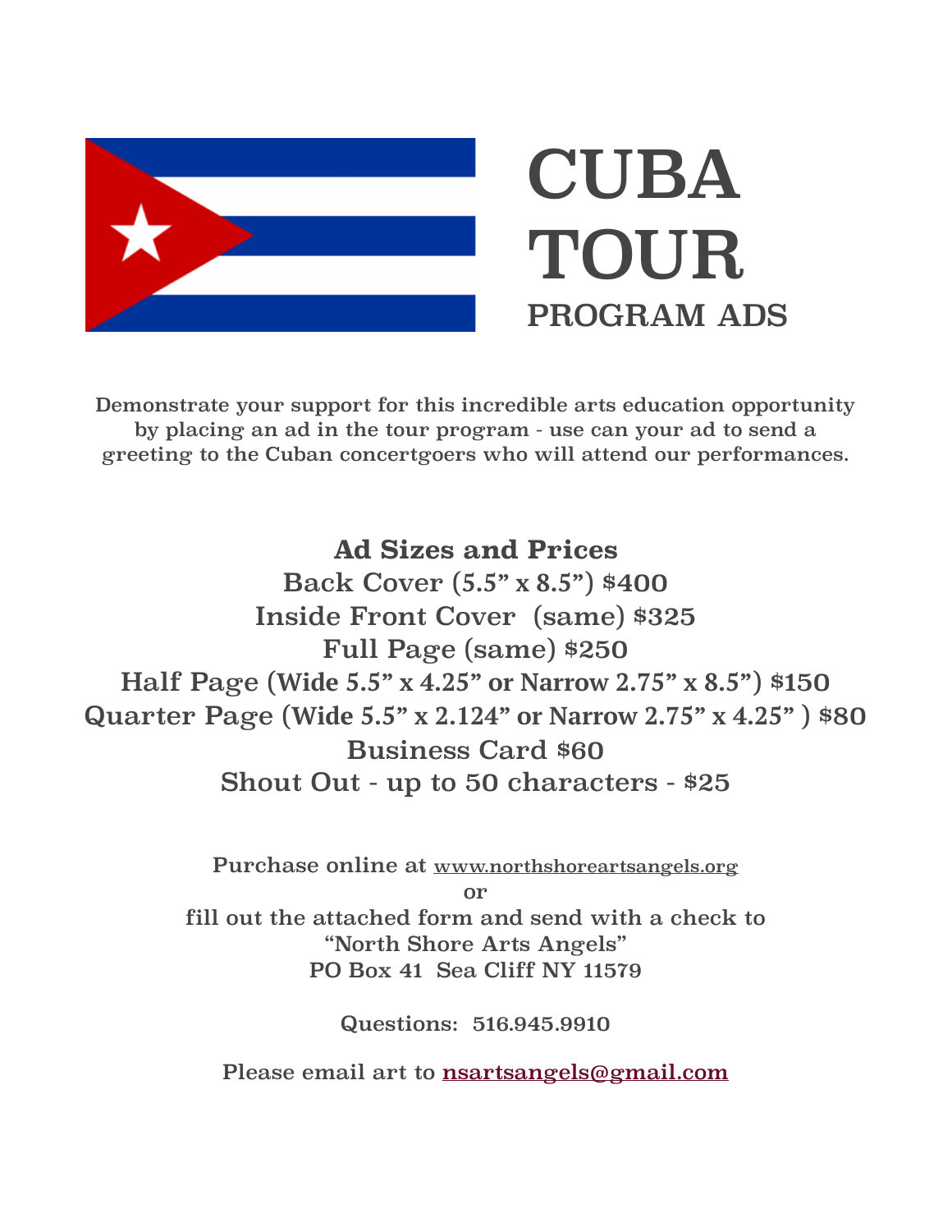# CUBA TOUR

## PROGRAM ADS

Demonstrate your support for this incredible arts education opportunity by placing an ad in the tour program - use can your ad to send a greeting to the Cuban concertgoers who will attend our performances.

**Ad Sizes and Prices**

Back Cover (5.5" x 8.5") $400

Inside Front Cover (same) $325

Full Page (same) $250

Half Page (Wide 5.5" x 4.25" or Narrow 2.75" x 8.5") $150

Quarter Page (Wide 5.5" x 2.124" or Narrow 2.75" x 4.25" ) $80

Business Card $60

Shout Out - up to 50 characters - $25

Purchase online at www.northshoreartsangels.org

or

fill out the attached form and send with a check to
"North Shore Arts Angels"
PO Box 41 Sea Cliff NY 11579

Questions: 516.945.9910

Please email art to nsartsangels@gmail.com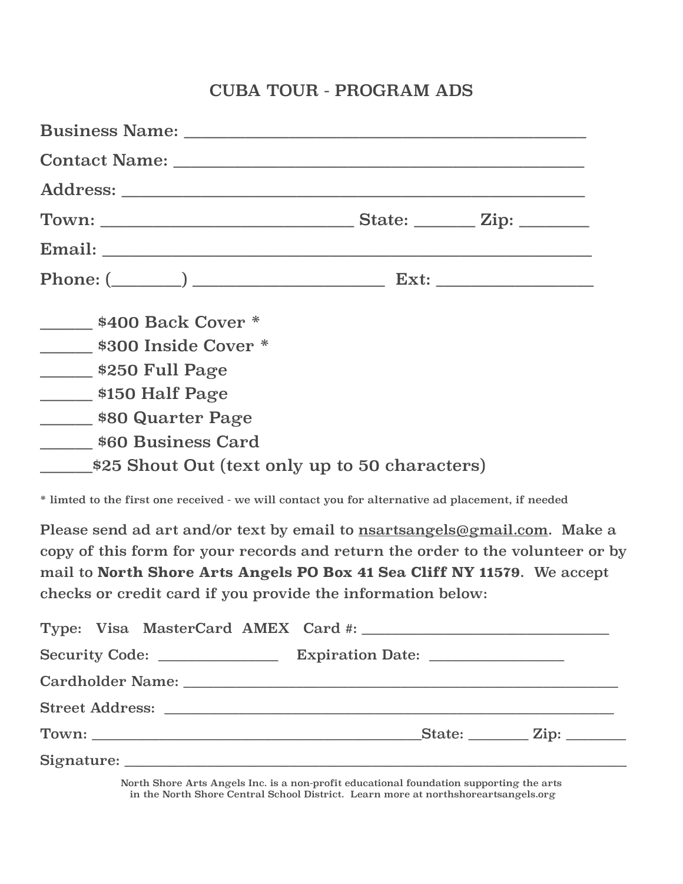# CUBA TOUR - PROGRAM ADS

Business Name: ___________________________________________

Contact Name: ___________________________________________

Address: ________________________________________________

Town: __________________________ State: ______ Zip: _______

Email: ___________________________________________________

Phone: (_______) ____________________ Ext: _______________

______ $400 Back Cover *

______ $300 Inside Cover *

______ $250 Full Page

______ $150 Half Page

______ $80 Quarter Page

______ $60 Business Card

______$25 Shout Out (text only up to 50 characters)

* limted to the first one received - we will contact you for alternative ad placement, if needed

Please send ad art and/or text by email to nsartsangels@gmail.com. Make a copy of this form for your records and return the order to the volunteer or by mail to **North Shore Arts Angels PO Box 41 Sea Cliff NY 11579**. We accept checks or credit card if you provide the information below:

Type: Visa MasterCard AMEX Card #: ______________________________

Security Code: ______________ Expiration Date: ________________

Cardholder Name: ______________________________________________

Street Address: _______________________________________________

Town: ________________________________________State: _______ Zip: _______

Signature: ____________________________________________________

North Shore Arts Angels Inc. is a non-profit educational foundation supporting the arts in the North Shore Central School District. Learn more at northshoreartsangels.org